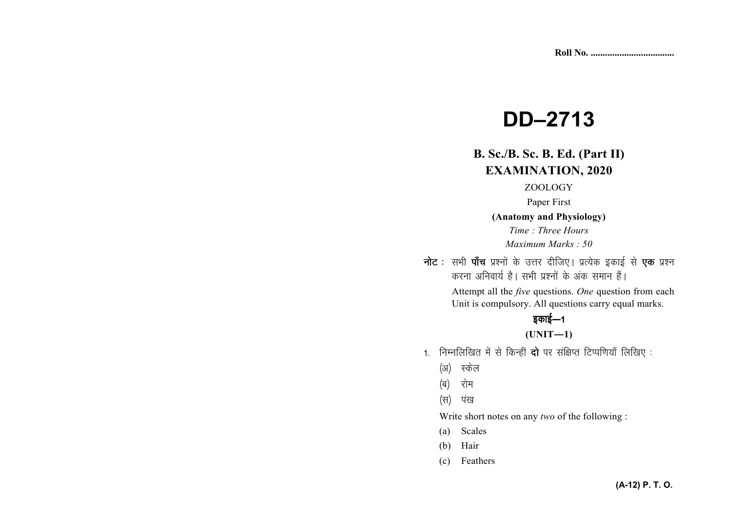Roll No. ...................................

# DD–2713

## B. Sc./B. Sc. B. Ed. (Part II) EXAMINATION, 2020

ZOOLOGY

Paper First

**(Anatomy and Physiology)**

*Time : Three Hours*

*Maximum Marks : 50*

**नोट :** सभी **पाँच** प्रश्नों के उत्तर दीजिए। प्रत्येक इकाई से **एक** प्रश्न करना अनिवार्य है। सभी प्रश्नों के अंक समान हैं।

Attempt all the *five* questions. *One* question from each Unit is compulsory. All questions carry equal marks.

### इकाई—1

### (UNIT—1)

1. निम्नलिखित में से किन्हीं **दो** पर संक्षिप्त टिप्पणियाँ लिखिए :

   (अ) स्केल

   (ब) रोम

   (स) पंख

   Write short notes on any *two* of the following :

   (a) Scales

   (b) Hair

   (c) Feathers

(A-12) P. T. O.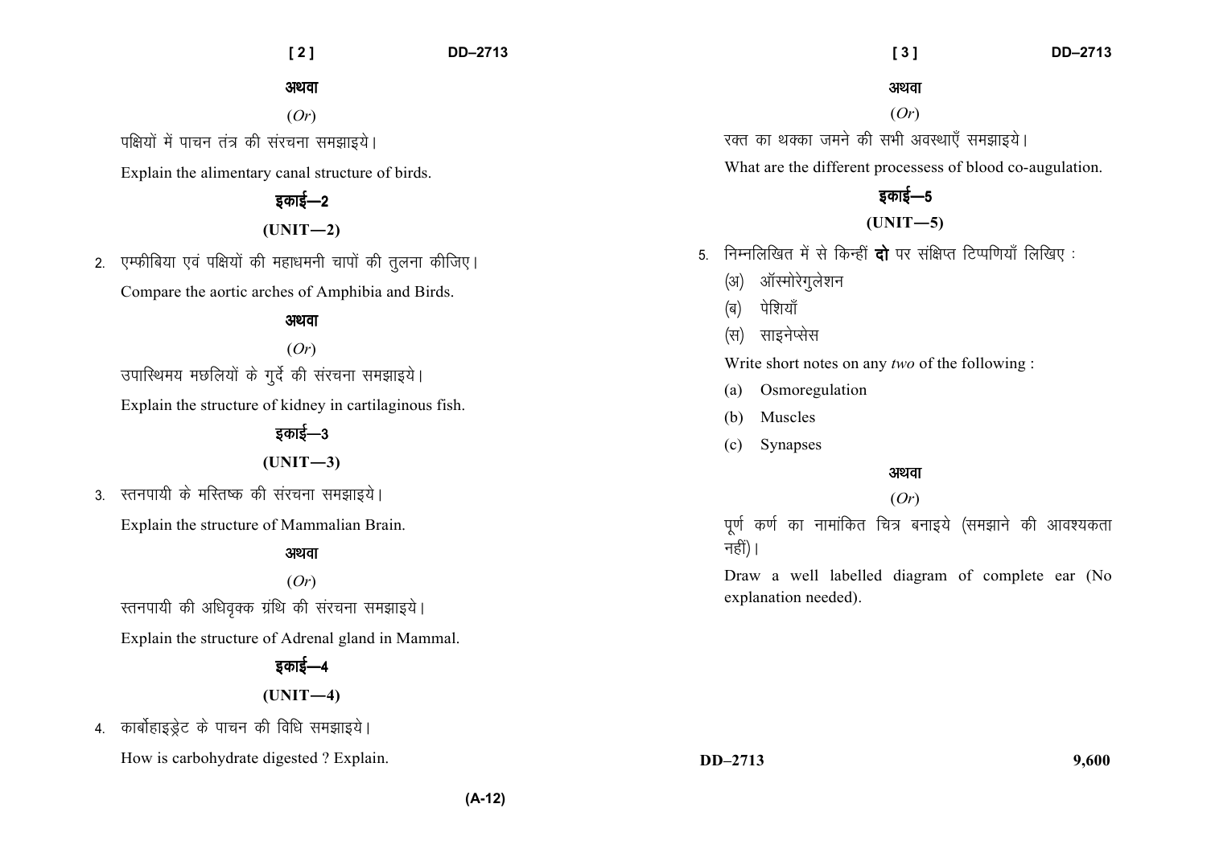अथवा

(*Or*)

पक्षियों में पाचन तंत्र की संरचना समझाइये।

Explain the alimentary canal structure of birds.

## इकाई—2

## (UNIT—2)

2. एम्फीबिया एवं पक्षियों की महाधमनी चापों की तुलना कीजिए।

   Compare the aortic arches of Amphibia and Birds.

अथवा

(*Or*)

उपास्थिमय मछलियों के गुर्दे की संरचना समझाइये।

Explain the structure of kidney in cartilaginous fish.

## इकाई—3

## (UNIT—3)

3. स्तनपायी के मस्तिष्क की संरचना समझाइये।

   Explain the structure of Mammalian Brain.

अथवा

(*Or*)

स्तनपायी की अधिवृक्क ग्रंथि की संरचना समझाइये।

Explain the structure of Adrenal gland in Mammal.

## इकाई—4

## (UNIT—4)

4. कार्बोहाइड्रेट के पाचन की विधि समझाइये।

   How is carbohydrate digested ? Explain.

अथवा

(*Or*)

रक्त का थक्का जमने की सभी अवस्थाएँ समझाइये।

What are the different processess of blood co-augulation.

## इकाई—5

## (UNIT—5)

5. निम्नलिखित में से किन्हीं **दो** पर संक्षिप्त टिप्पणियाँ लिखिए :

   (अ) ऑस्मोरेगुलेशन

   (ब) पेशियाँ

   (स) साइनेप्सेस

   Write short notes on any *two* of the following :

   (a) Osmoregulation

   (b) Muscles

   (c) Synapses

अथवा

(*Or*)

पूर्ण कर्ण का नामांकित चित्र बनाइये (समझाने की आवश्यकता नहीं)।

Draw a well labelled diagram of complete ear (No explanation needed).